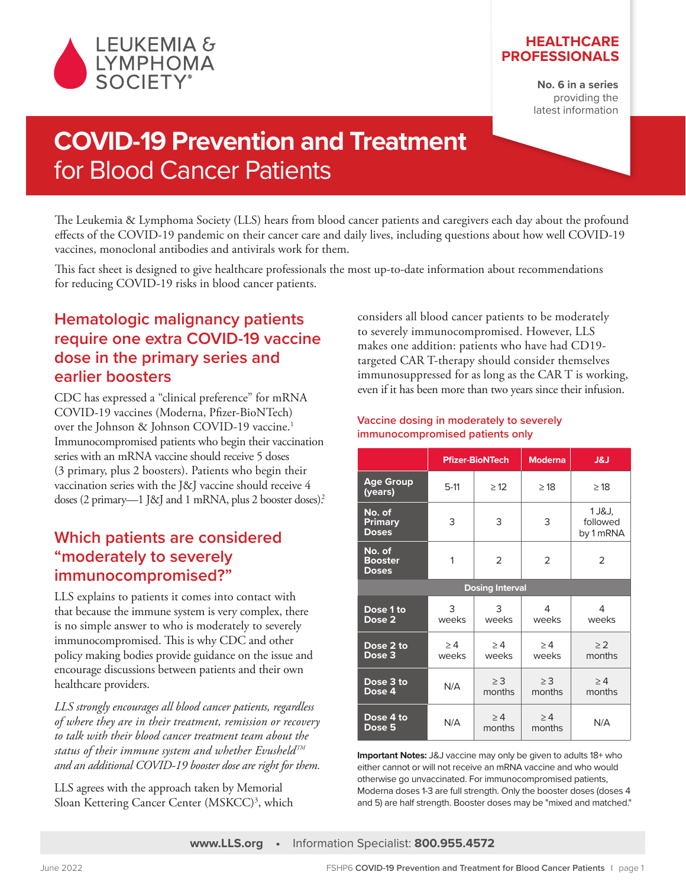LEUKEMIA & LYMPHOMA SOCIETY®

**HEALTHCARE PROFESSIONALS**

**No. 6 in a series** providing the latest information

# COVID-19 Prevention and Treatment for Blood Cancer Patients

The Leukemia & Lymphoma Society (LLS) hears from blood cancer patients and caregivers each day about the profound effects of the COVID-19 pandemic on their cancer care and daily lives, including questions about how well COVID-19 vaccines, monoclonal antibodies and antivirals work for them.

This fact sheet is designed to give healthcare professionals the most up-to-date information about recommendations for reducing COVID-19 risks in blood cancer patients.

## Hematologic malignancy patients require one extra COVID-19 vaccine dose in the primary series and earlier boosters

CDC has expressed a "clinical preference" for mRNA COVID-19 vaccines (Moderna, Pfizer-BioNTech) over the Johnson & Johnson COVID-19 vaccine.[1] Immunocompromised patients who begin their vaccination series with an mRNA vaccine should receive 5 doses (3 primary, plus 2 boosters). Patients who begin their vaccination series with the J&J vaccine should receive 4 doses (2 primary—1 J&J and 1 mRNA, plus 2 booster doses).[2]

## Which patients are considered "moderately to severely immunocompromised?"

LLS explains to patients it comes into contact with that because the immune system is very complex, there is no simple answer to who is moderately to severely immunocompromised. This is why CDC and other policy making bodies provide guidance on the issue and encourage discussions between patients and their own healthcare providers.

*LLS strongly encourages all blood cancer patients, regardless of where they are in their treatment, remission or recovery to talk with their blood cancer treatment team about the status of their immune system and whether Evusheld™ and an additional COVID-19 booster dose are right for them.*

LLS agrees with the approach taken by Memorial Sloan Kettering Cancer Center (MSKCC)[3], which considers all blood cancer patients to be moderately to severely immunocompromised. However, LLS makes one addition: patients who have had CD19-targeted CAR T-therapy should consider themselves immunosuppressed for as long as the CAR T is working, even if it has been more than two years since their infusion.

**Vaccine dosing in moderately to severely immunocompromised patients only**

| | Pfizer-BioNTech | | Moderna | J&J |
|---|---|---|---|---|
| **Age Group (years)** | 5-11 | ≥ 12 | ≥ 18 | ≥ 18 |
| **No. of Primary Doses** | 3 | 3 | 3 | 1 J&J, followed by 1 mRNA |
| **No. of Booster Doses** | 1 | 2 | 2 | 2 |
| **Dosing Interval** | | | | |
| **Dose 1 to Dose 2** | 3 weeks | 3 weeks | 4 weeks | 4 weeks |
| **Dose 2 to Dose 3** | ≥ 4 weeks | ≥ 4 weeks | ≥ 4 weeks | ≥ 2 months |
| **Dose 3 to Dose 4** | N/A | ≥ 3 months | ≥ 3 months | ≥ 4 months |
| **Dose 4 to Dose 5** | N/A | ≥ 4 months | ≥ 4 months | N/A |

**Important Notes:** J&J vaccine may only be given to adults 18+ who either cannot or will not receive an mRNA vaccine and who would otherwise go unvaccinated. For immunocompromised patients, Moderna doses 1-3 are full strength. Only the booster doses (doses 4 and 5) are half strength. Booster doses may be "mixed and matched."

**www.LLS.org** • Information Specialist: **800.955.4572**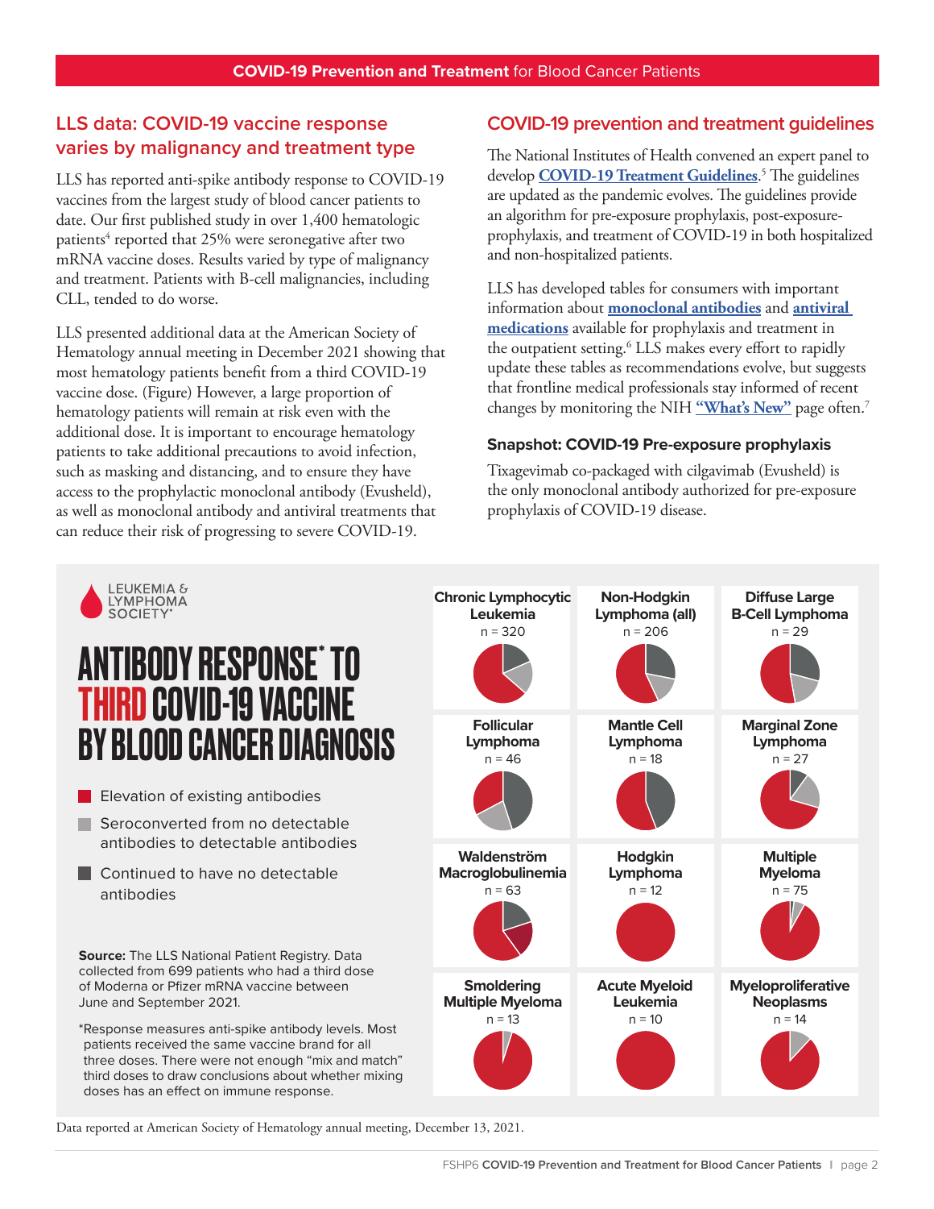## LLS data: COVID-19 vaccine response varies by malignancy and treatment type

LLS has reported anti-spike antibody response to COVID-19 vaccines from the largest study of blood cancer patients to date. Our first published study in over 1,400 hematologic patients[4] reported that 25% were seronegative after two mRNA vaccine doses. Results varied by type of malignancy and treatment. Patients with B-cell malignancies, including CLL, tended to do worse.

LLS presented additional data at the American Society of Hematology annual meeting in December 2021 showing that most hematology patients benefit from a third COVID-19 vaccine dose. (Figure) However, a large proportion of hematology patients will remain at risk even with the additional dose. It is important to encourage hematology patients to take additional precautions to avoid infection, such as masking and distancing, and to ensure they have access to the prophylactic monoclonal antibody (Evusheld), as well as monoclonal antibody and antiviral treatments that can reduce their risk of progressing to severe COVID-19.

## COVID-19 prevention and treatment guidelines

The National Institutes of Health convened an expert panel to develop **COVID-19 Treatment Guidelines**.[5] The guidelines are updated as the pandemic evolves. The guidelines provide an algorithm for pre-exposure prophylaxis, post-exposure-prophylaxis, and treatment of COVID-19 in both hospitalized and non-hospitalized patients.

LLS has developed tables for consumers with important information about **monoclonal antibodies** and **antiviral medications** available for prophylaxis and treatment in the outpatient setting.[6] LLS makes every effort to rapidly update these tables as recommendations evolve, but suggests that frontline medical professionals stay informed of recent changes by monitoring the NIH **"What's New"** page often.[7]

### Snapshot: COVID-19 Pre-exposure prophylaxis

Tixagevimab co-packaged with cilgavimab (Evusheld) is the only monoclonal antibody authorized for pre-exposure prophylaxis of COVID-19 disease.

LEUKEMIA & LYMPHOMA SOCIETY®

## ANTIBODY RESPONSE* TO THIRD COVID-19 VACCINE BY BLOOD CANCER DIAGNOSIS

- Elevation of existing antibodies
- Seroconverted from no detectable antibodies to detectable antibodies
- Continued to have no detectable antibodies

| Diagnosis | n |
|---|---|
| Chronic Lymphocytic Leukemia | n = 320 |
| Non-Hodgkin Lymphoma (all) | n = 206 |
| Diffuse Large B-Cell Lymphoma | n = 29 |
| Follicular Lymphoma | n = 46 |
| Mantle Cell Lymphoma | n = 18 |
| Marginal Zone Lymphoma | n = 27 |
| Waldenström Macroglobulinemia | n = 63 |
| Hodgkin Lymphoma | n = 12 |
| Multiple Myeloma | n = 75 |
| Smoldering Multiple Myeloma | n = 13 |
| Acute Myeloid Leukemia | n = 10 |
| Myeloproliferative Neoplasms | n = 14 |

**Source:** The LLS National Patient Registry. Data collected from 699 patients who had a third dose of Moderna or Pfizer mRNA vaccine between June and September 2021.

*Response measures anti-spike antibody levels. Most patients received the same vaccine brand for all three doses. There were not enough "mix and match" third doses to draw conclusions about whether mixing doses has an effect on immune response.

Data reported at American Society of Hematology annual meeting, December 13, 2021.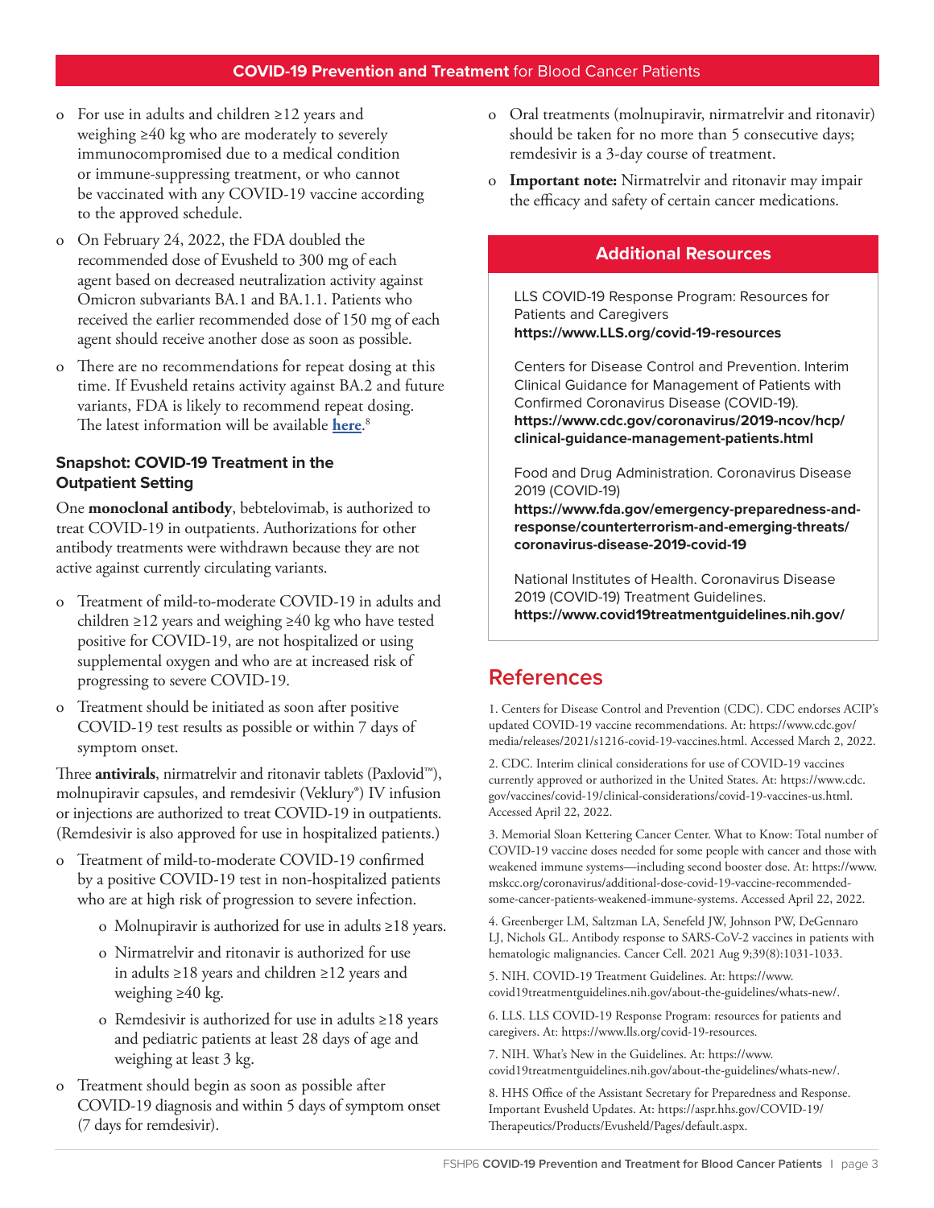- For use in adults and children ≥12 years and weighing ≥40 kg who are moderately to severely immunocompromised due to a medical condition or immune-suppressing treatment, or who cannot be vaccinated with any COVID-19 vaccine according to the approved schedule.
- On February 24, 2022, the FDA doubled the recommended dose of Evusheld to 300 mg of each agent based on decreased neutralization activity against Omicron subvariants BA.1 and BA.1.1. Patients who received the earlier recommended dose of 150 mg of each agent should receive another dose as soon as possible.
- There are no recommendations for repeat dosing at this time. If Evusheld retains activity against BA.2 and future variants, FDA is likely to recommend repeat dosing. The latest information will be available **here**.[8]

### Snapshot: COVID-19 Treatment in the Outpatient Setting

One **monoclonal antibody**, bebtelovimab, is authorized to treat COVID-19 in outpatients. Authorizations for other antibody treatments were withdrawn because they are not active against currently circulating variants.

- Treatment of mild-to-moderate COVID-19 in adults and children ≥12 years and weighing ≥40 kg who have tested positive for COVID-19, are not hospitalized or using supplemental oxygen and who are at increased risk of progressing to severe COVID-19.
- Treatment should be initiated as soon after positive COVID-19 test results as possible or within 7 days of symptom onset.

Three **antivirals**, nirmatrelvir and ritonavir tablets (Paxlovid™), molnupiravir capsules, and remdesivir (Veklury®) IV infusion or injections are authorized to treat COVID-19 in outpatients. (Remdesivir is also approved for use in hospitalized patients.)

- Treatment of mild-to-moderate COVID-19 confirmed by a positive COVID-19 test in non-hospitalized patients who are at high risk of progression to severe infection.
  - Molnupiravir is authorized for use in adults ≥18 years.
  - Nirmatrelvir and ritonavir is authorized for use in adults ≥18 years and children ≥12 years and weighing ≥40 kg.
  - Remdesivir is authorized for use in adults ≥18 years and pediatric patients at least 28 days of age and weighing at least 3 kg.
- Treatment should begin as soon as possible after COVID-19 diagnosis and within 5 days of symptom onset (7 days for remdesivir).
- Oral treatments (molnupiravir, nirmatrelvir and ritonavir) should be taken for no more than 5 consecutive days; remdesivir is a 3-day course of treatment.
- **Important note:** Nirmatrelvir and ritonavir may impair the efficacy and safety of certain cancer medications.

## Additional Resources

LLS COVID-19 Response Program: Resources for Patients and Caregivers
**https://www.LLS.org/covid-19-resources**

Centers for Disease Control and Prevention. Interim Clinical Guidance for Management of Patients with Confirmed Coronavirus Disease (COVID-19).
**https://www.cdc.gov/coronavirus/2019-ncov/hcp/clinical-guidance-management-patients.html**

Food and Drug Administration. Coronavirus Disease 2019 (COVID-19)
**https://www.fda.gov/emergency-preparedness-and-response/counterterrorism-and-emerging-threats/coronavirus-disease-2019-covid-19**

National Institutes of Health. Coronavirus Disease 2019 (COVID-19) Treatment Guidelines.
**https://www.covid19treatmentguidelines.nih.gov/**

## References

1. Centers for Disease Control and Prevention (CDC). CDC endorses ACIP's updated COVID-19 vaccine recommendations. At: https://www.cdc.gov/media/releases/2021/s1216-covid-19-vaccines.html. Accessed March 2, 2022.

2. CDC. Interim clinical considerations for use of COVID-19 vaccines currently approved or authorized in the United States. At: https://www.cdc.gov/vaccines/covid-19/clinical-considerations/covid-19-vaccines-us.html. Accessed April 22, 2022.

3. Memorial Sloan Kettering Cancer Center. What to Know: Total number of COVID-19 vaccine doses needed for some people with cancer and those with weakened immune systems—including second booster dose. At: https://www.mskcc.org/coronavirus/additional-dose-covid-19-vaccine-recommended-some-cancer-patients-weakened-immune-systems. Accessed April 22, 2022.

4. Greenberger LM, Saltzman LA, Senefeld JW, Johnson PW, DeGennaro LJ, Nichols GL. Antibody response to SARS-CoV-2 vaccines in patients with hematologic malignancies. Cancer Cell. 2021 Aug 9;39(8):1031-1033.

5. NIH. COVID-19 Treatment Guidelines. At: https://www.covid19treatmentguidelines.nih.gov/about-the-guidelines/whats-new/.

6. LLS. LLS COVID-19 Response Program: resources for patients and caregivers. At: https://www.lls.org/covid-19-resources.

7. NIH. What's New in the Guidelines. At: https://www.covid19treatmentguidelines.nih.gov/about-the-guidelines/whats-new/.

8. HHS Office of the Assistant Secretary for Preparedness and Response. Important Evusheld Updates. At: https://aspr.hhs.gov/COVID-19/Therapeutics/Products/Evusheld/Pages/default.aspx.